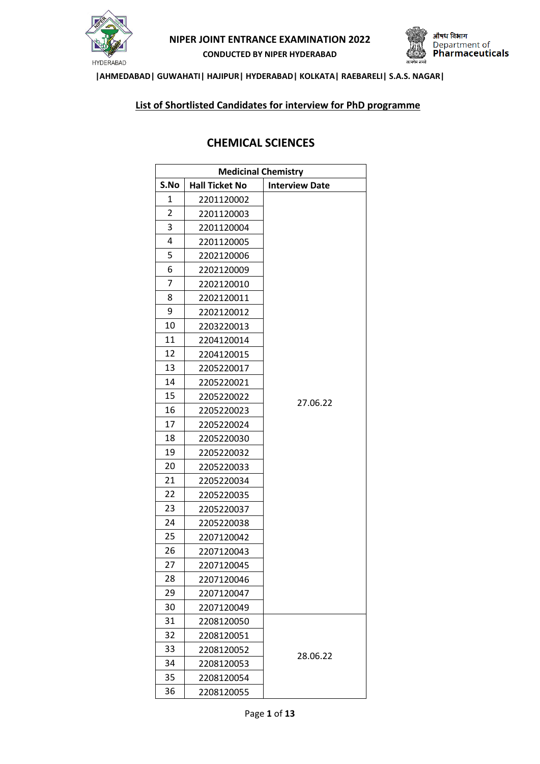**NIPER JOINT ENTRANCE EXAMINATION 2022**

**CONDUCTED BY NIPER HYDERABAD**

औषध विभाग
Department of **Pharmaceuticals**

**|AHMEDABAD| GUWAHATI| HAJIPUR| HYDERABAD| KOLKATA| RAEBARELI| S.A.S. NAGAR|**

## List of Shortlisted Candidates for interview for PhD programme

## CHEMICAL SCIENCES

| Medicinal Chemistry | | |
|---|---|---|
| **S.No** | **Hall Ticket No** | **Interview Date** |
| 1 | 2201120002 | 27.06.22 |
| 2 | 2201120003 | |
| 3 | 2201120004 | |
| 4 | 2201120005 | |
| 5 | 2202120006 | |
| 6 | 2202120009 | |
| 7 | 2202120010 | |
| 8 | 2202120011 | |
| 9 | 2202120012 | |
| 10 | 2203220013 | |
| 11 | 2204120014 | |
| 12 | 2204120015 | |
| 13 | 2205220017 | |
| 14 | 2205220021 | |
| 15 | 2205220022 | |
| 16 | 2205220023 | |
| 17 | 2205220024 | |
| 18 | 2205220030 | |
| 19 | 2205220032 | |
| 20 | 2205220033 | |
| 21 | 2205220034 | |
| 22 | 2205220035 | |
| 23 | 2205220037 | |
| 24 | 2205220038 | |
| 25 | 2207120042 | |
| 26 | 2207120043 | |
| 27 | 2207120045 | |
| 28 | 2207120046 | |
| 29 | 2207120047 | |
| 30 | 2207120049 | |
| 31 | 2208120050 | 28.06.22 |
| 32 | 2208120051 | |
| 33 | 2208120052 | |
| 34 | 2208120053 | |
| 35 | 2208120054 | |
| 36 | 2208120055 | |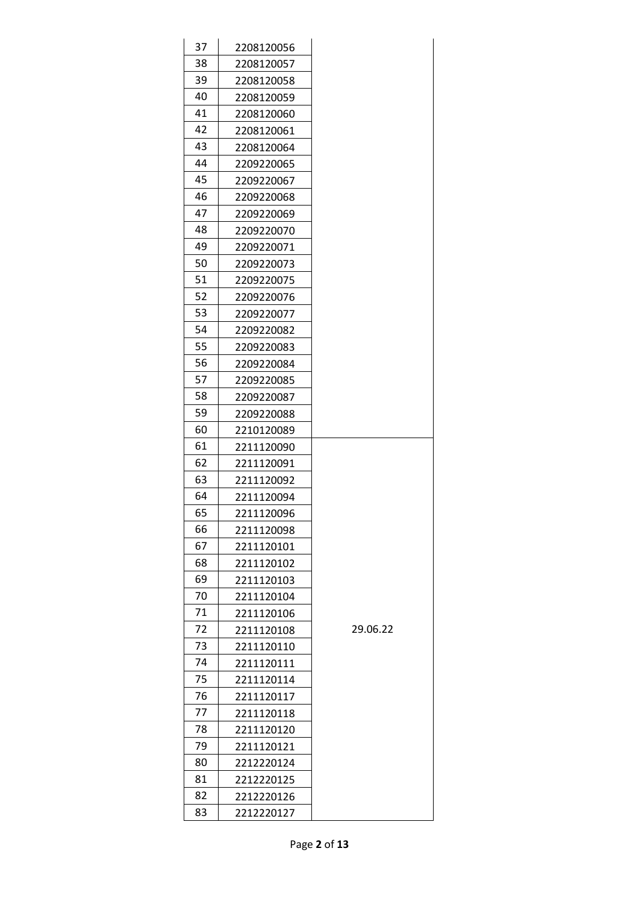| | | |
|---|---|---|
| 37 | 2208120056 | |
| 38 | 2208120057 | |
| 39 | 2208120058 | |
| 40 | 2208120059 | |
| 41 | 2208120060 | |
| 42 | 2208120061 | |
| 43 | 2208120064 | |
| 44 | 2209220065 | |
| 45 | 2209220067 | |
| 46 | 2209220068 | |
| 47 | 2209220069 | |
| 48 | 2209220070 | |
| 49 | 2209220071 | |
| 50 | 2209220073 | |
| 51 | 2209220075 | |
| 52 | 2209220076 | |
| 53 | 2209220077 | |
| 54 | 2209220082 | |
| 55 | 2209220083 | |
| 56 | 2209220084 | |
| 57 | 2209220085 | |
| 58 | 2209220087 | |
| 59 | 2209220088 | |
| 60 | 2210120089 | |
| 61 | 2211120090 | 29.06.22 |
| 62 | 2211120091 | |
| 63 | 2211120092 | |
| 64 | 2211120094 | |
| 65 | 2211120096 | |
| 66 | 2211120098 | |
| 67 | 2211120101 | |
| 68 | 2211120102 | |
| 69 | 2211120103 | |
| 70 | 2211120104 | |
| 71 | 2211120106 | |
| 72 | 2211120108 | |
| 73 | 2211120110 | |
| 74 | 2211120111 | |
| 75 | 2211120114 | |
| 76 | 2211120117 | |
| 77 | 2211120118 | |
| 78 | 2211120120 | |
| 79 | 2211120121 | |
| 80 | 2212220124 | |
| 81 | 2212220125 | |
| 82 | 2212220126 | |
| 83 | 2212220127 | |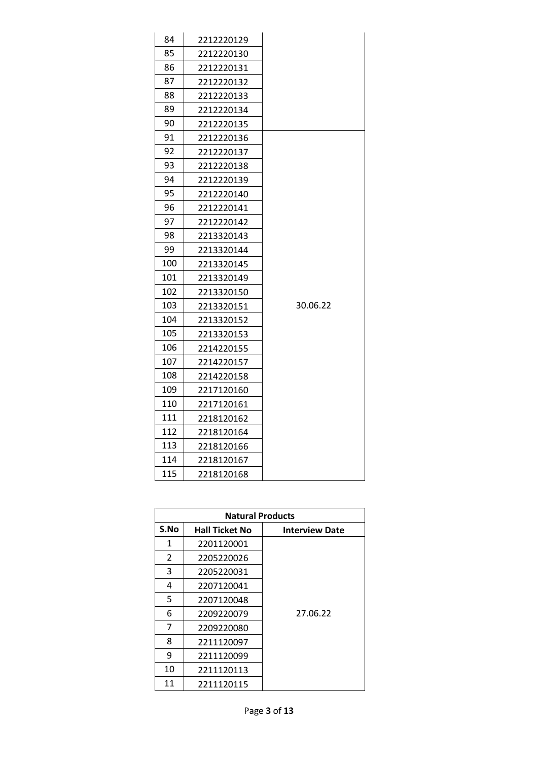| | | |
|---|---|---|
| 84 | 2212220129 | |
| 85 | 2212220130 | |
| 86 | 2212220131 | |
| 87 | 2212220132 | |
| 88 | 2212220133 | |
| 89 | 2212220134 | |
| 90 | 2212220135 | |
| 91 | 2212220136 | 30.06.22 |
| 92 | 2212220137 | |
| 93 | 2212220138 | |
| 94 | 2212220139 | |
| 95 | 2212220140 | |
| 96 | 2212220141 | |
| 97 | 2212220142 | |
| 98 | 2213320143 | |
| 99 | 2213320144 | |
| 100 | 2213320145 | |
| 101 | 2213320149 | |
| 102 | 2213320150 | |
| 103 | 2213320151 | |
| 104 | 2213320152 | |
| 105 | 2213320153 | |
| 106 | 2214220155 | |
| 107 | 2214220157 | |
| 108 | 2214220158 | |
| 109 | 2217120160 | |
| 110 | 2217120161 | |
| 111 | 2218120162 | |
| 112 | 2218120164 | |
| 113 | 2218120166 | |
| 114 | 2218120167 | |
| 115 | 2218120168 | |

| Natural Products | | |
|---|---|---|
| **S.No** | **Hall Ticket No** | **Interview Date** |
| 1 | 2201120001 | 27.06.22 |
| 2 | 2205220026 | |
| 3 | 2205220031 | |
| 4 | 2207120041 | |
| 5 | 2207120048 | |
| 6 | 2209220079 | |
| 7 | 2209220080 | |
| 8 | 2211120097 | |
| 9 | 2211120099 | |
| 10 | 2211120113 | |
| 11 | 2211120115 | |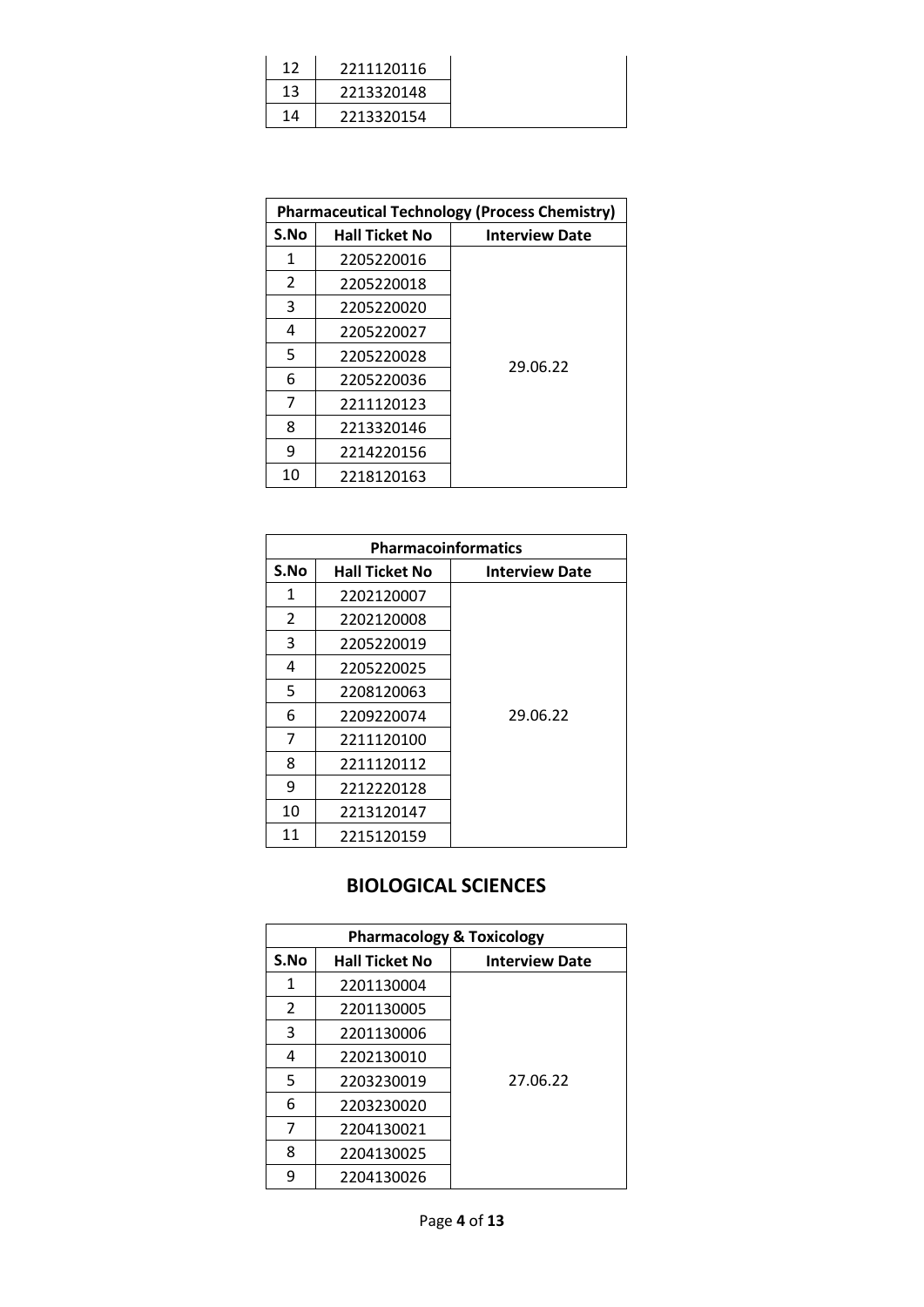| S.No | Hall Ticket No | Interview Date |
|---|---|---|
| 12 | 2211120116 | |
| 13 | 2213320148 | |
| 14 | 2213320154 | |

| Pharmaceutical Technology (Process Chemistry) | | |
|---|---|---|
| **S.No** | **Hall Ticket No** | **Interview Date** |
| 1 | 2205220016 | 29.06.22 |
| 2 | 2205220018 | |
| 3 | 2205220020 | |
| 4 | 2205220027 | |
| 5 | 2205220028 | |
| 6 | 2205220036 | |
| 7 | 2211120123 | |
| 8 | 2213320146 | |
| 9 | 2214220156 | |
| 10 | 2218120163 | |

| Pharmacoinformatics | | |
|---|---|---|
| **S.No** | **Hall Ticket No** | **Interview Date** |
| 1 | 2202120007 | 29.06.22 |
| 2 | 2202120008 | |
| 3 | 2205220019 | |
| 4 | 2205220025 | |
| 5 | 2208120063 | |
| 6 | 2209220074 | |
| 7 | 2211120100 | |
| 8 | 2211120112 | |
| 9 | 2212220128 | |
| 10 | 2213120147 | |
| 11 | 2215120159 | |

## BIOLOGICAL SCIENCES

| Pharmacology & Toxicology | | |
|---|---|---|
| **S.No** | **Hall Ticket No** | **Interview Date** |
| 1 | 2201130004 | 27.06.22 |
| 2 | 2201130005 | |
| 3 | 2201130006 | |
| 4 | 2202130010 | |
| 5 | 2203230019 | |
| 6 | 2203230020 | |
| 7 | 2204130021 | |
| 8 | 2204130025 | |
| 9 | 2204130026 | |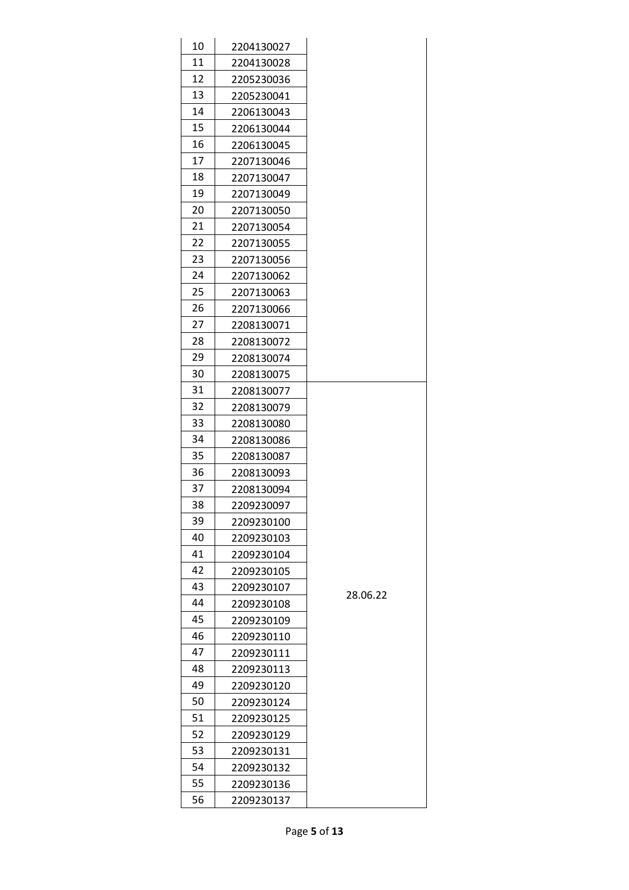| | | |
|---|---|---|
| 10 | 2204130027 | |
| 11 | 2204130028 | |
| 12 | 2205230036 | |
| 13 | 2205230041 | |
| 14 | 2206130043 | |
| 15 | 2206130044 | |
| 16 | 2206130045 | |
| 17 | 2207130046 | |
| 18 | 2207130047 | |
| 19 | 2207130049 | |
| 20 | 2207130050 | |
| 21 | 2207130054 | |
| 22 | 2207130055 | |
| 23 | 2207130056 | |
| 24 | 2207130062 | |
| 25 | 2207130063 | |
| 26 | 2207130066 | |
| 27 | 2208130071 | |
| 28 | 2208130072 | |
| 29 | 2208130074 | |
| 30 | 2208130075 | |
| 31 | 2208130077 | 28.06.22 |
| 32 | 2208130079 | |
| 33 | 2208130080 | |
| 34 | 2208130086 | |
| 35 | 2208130087 | |
| 36 | 2208130093 | |
| 37 | 2208130094 | |
| 38 | 2209230097 | |
| 39 | 2209230100 | |
| 40 | 2209230103 | |
| 41 | 2209230104 | |
| 42 | 2209230105 | |
| 43 | 2209230107 | |
| 44 | 2209230108 | |
| 45 | 2209230109 | |
| 46 | 2209230110 | |
| 47 | 2209230111 | |
| 48 | 2209230113 | |
| 49 | 2209230120 | |
| 50 | 2209230124 | |
| 51 | 2209230125 | |
| 52 | 2209230129 | |
| 53 | 2209230131 | |
| 54 | 2209230132 | |
| 55 | 2209230136 | |
| 56 | 2209230137 | |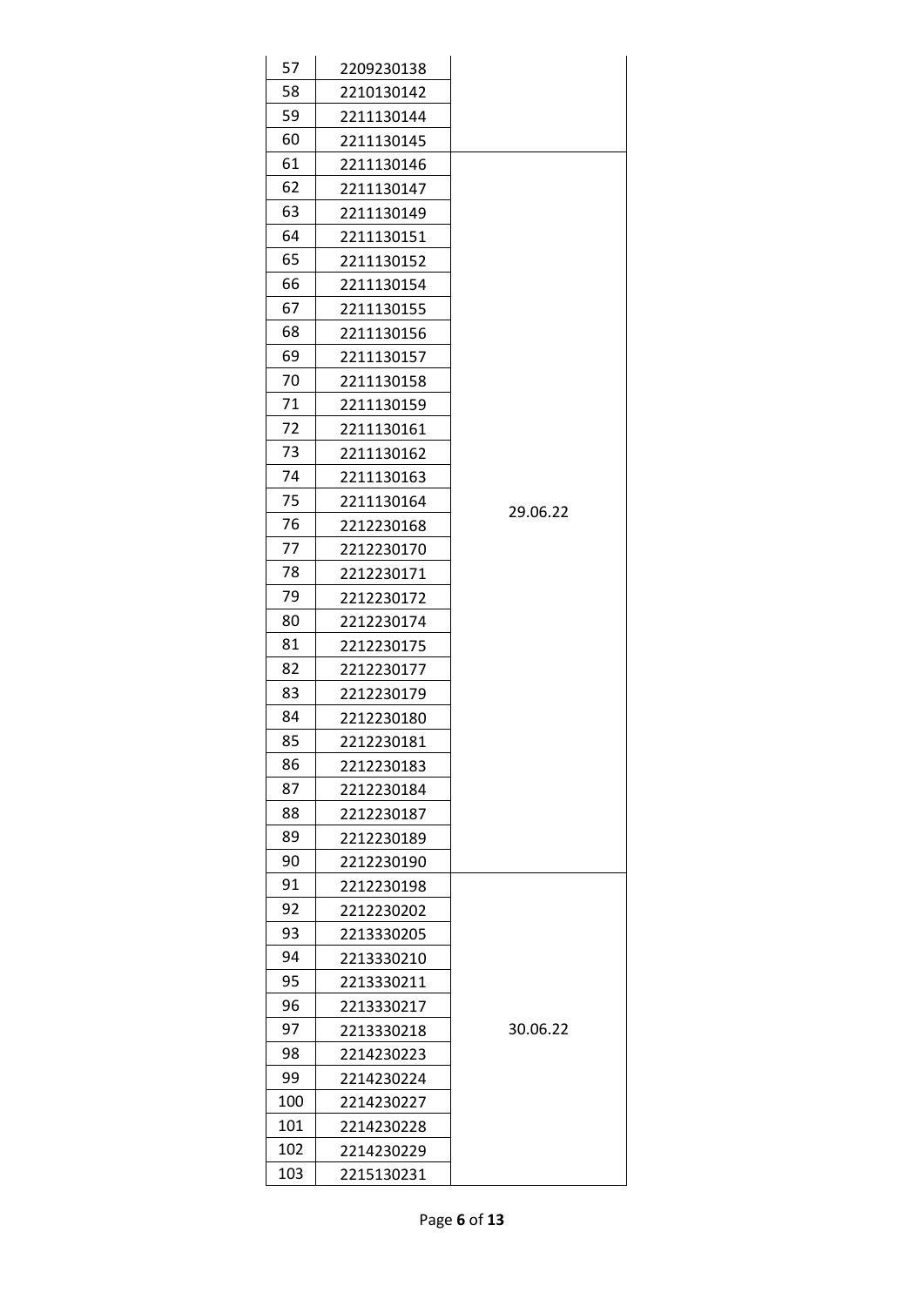| | | |
|---|---|---|
| 57 | 2209230138 | |
| 58 | 2210130142 | |
| 59 | 2211130144 | |
| 60 | 2211130145 | |
| 61 | 2211130146 | 29.06.22 |
| 62 | 2211130147 | |
| 63 | 2211130149 | |
| 64 | 2211130151 | |
| 65 | 2211130152 | |
| 66 | 2211130154 | |
| 67 | 2211130155 | |
| 68 | 2211130156 | |
| 69 | 2211130157 | |
| 70 | 2211130158 | |
| 71 | 2211130159 | |
| 72 | 2211130161 | |
| 73 | 2211130162 | |
| 74 | 2211130163 | |
| 75 | 2211130164 | |
| 76 | 2212230168 | |
| 77 | 2212230170 | |
| 78 | 2212230171 | |
| 79 | 2212230172 | |
| 80 | 2212230174 | |
| 81 | 2212230175 | |
| 82 | 2212230177 | |
| 83 | 2212230179 | |
| 84 | 2212230180 | |
| 85 | 2212230181 | |
| 86 | 2212230183 | |
| 87 | 2212230184 | |
| 88 | 2212230187 | |
| 89 | 2212230189 | |
| 90 | 2212230190 | |
| 91 | 2212230198 | 30.06.22 |
| 92 | 2212230202 | |
| 93 | 2213330205 | |
| 94 | 2213330210 | |
| 95 | 2213330211 | |
| 96 | 2213330217 | |
| 97 | 2213330218 | |
| 98 | 2214230223 | |
| 99 | 2214230224 | |
| 100 | 2214230227 | |
| 101 | 2214230228 | |
| 102 | 2214230229 | |
| 103 | 2215130231 | |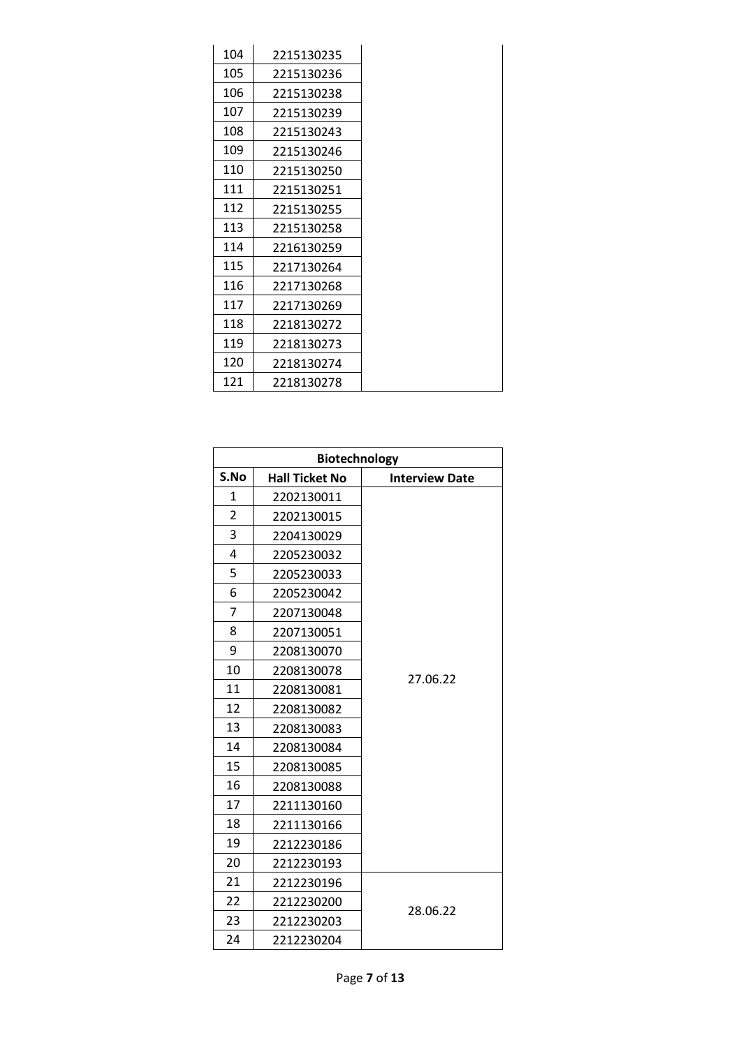| S.No | Hall Ticket No | Interview Date |
|---|---|---|
| 104 | 2215130235 | |
| 105 | 2215130236 | |
| 106 | 2215130238 | |
| 107 | 2215130239 | |
| 108 | 2215130243 | |
| 109 | 2215130246 | |
| 110 | 2215130250 | |
| 111 | 2215130251 | |
| 112 | 2215130255 | |
| 113 | 2215130258 | |
| 114 | 2216130259 | |
| 115 | 2217130264 | |
| 116 | 2217130268 | |
| 117 | 2217130269 | |
| 118 | 2218130272 | |
| 119 | 2218130273 | |
| 120 | 2218130274 | |
| 121 | 2218130278 | |

| Biotechnology | | |
|---|---|---|
| **S.No** | **Hall Ticket No** | **Interview Date** |
| 1 | 2202130011 | 27.06.22 |
| 2 | 2202130015 | |
| 3 | 2204130029 | |
| 4 | 2205230032 | |
| 5 | 2205230033 | |
| 6 | 2205230042 | |
| 7 | 2207130048 | |
| 8 | 2207130051 | |
| 9 | 2208130070 | |
| 10 | 2208130078 | |
| 11 | 2208130081 | |
| 12 | 2208130082 | |
| 13 | 2208130083 | |
| 14 | 2208130084 | |
| 15 | 2208130085 | |
| 16 | 2208130088 | |
| 17 | 2211130160 | |
| 18 | 2211130166 | |
| 19 | 2212230186 | |
| 20 | 2212230193 | |
| 21 | 2212230196 | 28.06.22 |
| 22 | 2212230200 | |
| 23 | 2212230203 | |
| 24 | 2212230204 | |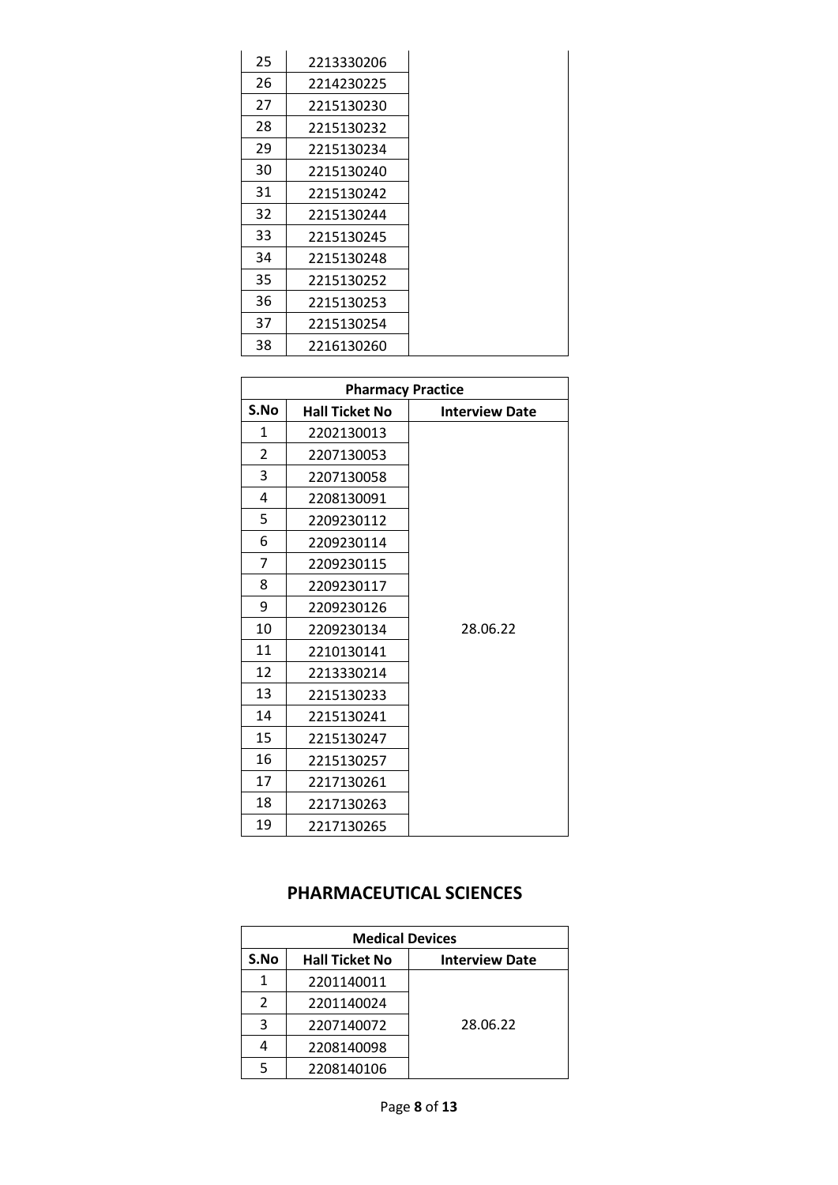| | | |
|---|---|---|
| 25 | 2213330206 | |
| 26 | 2214230225 | |
| 27 | 2215130230 | |
| 28 | 2215130232 | |
| 29 | 2215130234 | |
| 30 | 2215130240 | |
| 31 | 2215130242 | |
| 32 | 2215130244 | |
| 33 | 2215130245 | |
| 34 | 2215130248 | |
| 35 | 2215130252 | |
| 36 | 2215130253 | |
| 37 | 2215130254 | |
| 38 | 2216130260 | |

| Pharmacy Practice | | |
|---|---|---|
| **S.No** | **Hall Ticket No** | **Interview Date** |
| 1 | 2202130013 | 28.06.22 |
| 2 | 2207130053 | |
| 3 | 2207130058 | |
| 4 | 2208130091 | |
| 5 | 2209230112 | |
| 6 | 2209230114 | |
| 7 | 2209230115 | |
| 8 | 2209230117 | |
| 9 | 2209230126 | |
| 10 | 2209230134 | |
| 11 | 2210130141 | |
| 12 | 2213330214 | |
| 13 | 2215130233 | |
| 14 | 2215130241 | |
| 15 | 2215130247 | |
| 16 | 2215130257 | |
| 17 | 2217130261 | |
| 18 | 2217130263 | |
| 19 | 2217130265 | |

## PHARMACEUTICAL SCIENCES

| Medical Devices | | |
|---|---|---|
| **S.No** | **Hall Ticket No** | **Interview Date** |
| 1 | 2201140011 | 28.06.22 |
| 2 | 2201140024 | |
| 3 | 2207140072 | |
| 4 | 2208140098 | |
| 5 | 2208140106 | |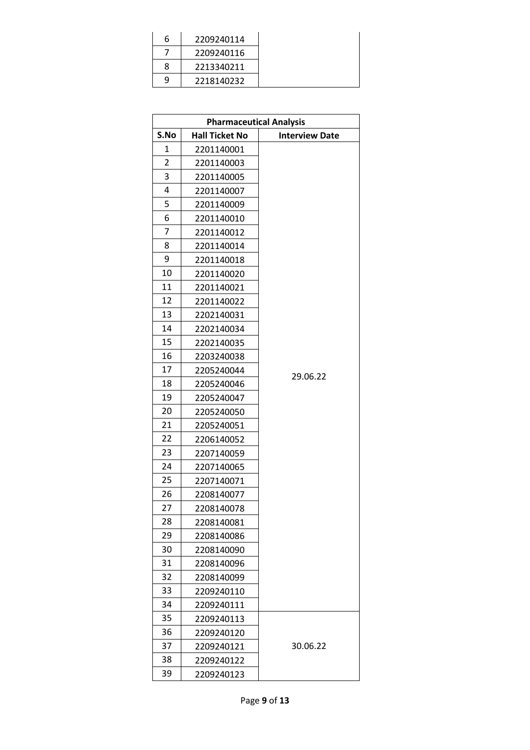| S.No | Hall Ticket No | Interview Date |
|---|---|---|
| 6 | 2209240114 | |
| 7 | 2209240116 | |
| 8 | 2213340211 | |
| 9 | 2218140232 | |

| Pharmaceutical Analysis | | |
|---|---|---|
| **S.No** | **Hall Ticket No** | **Interview Date** |
| 1 | 2201140001 | 29.06.22 |
| 2 | 2201140003 | |
| 3 | 2201140005 | |
| 4 | 2201140007 | |
| 5 | 2201140009 | |
| 6 | 2201140010 | |
| 7 | 2201140012 | |
| 8 | 2201140014 | |
| 9 | 2201140018 | |
| 10 | 2201140020 | |
| 11 | 2201140021 | |
| 12 | 2201140022 | |
| 13 | 2202140031 | |
| 14 | 2202140034 | |
| 15 | 2202140035 | |
| 16 | 2203240038 | |
| 17 | 2205240044 | |
| 18 | 2205240046 | |
| 19 | 2205240047 | |
| 20 | 2205240050 | |
| 21 | 2205240051 | |
| 22 | 2206140052 | |
| 23 | 2207140059 | |
| 24 | 2207140065 | |
| 25 | 2207140071 | |
| 26 | 2208140077 | |
| 27 | 2208140078 | |
| 28 | 2208140081 | |
| 29 | 2208140086 | |
| 30 | 2208140090 | |
| 31 | 2208140096 | |
| 32 | 2208140099 | |
| 33 | 2209240110 | |
| 34 | 2209240111 | |
| 35 | 2209240113 | 30.06.22 |
| 36 | 2209240120 | |
| 37 | 2209240121 | |
| 38 | 2209240122 | |
| 39 | 2209240123 | |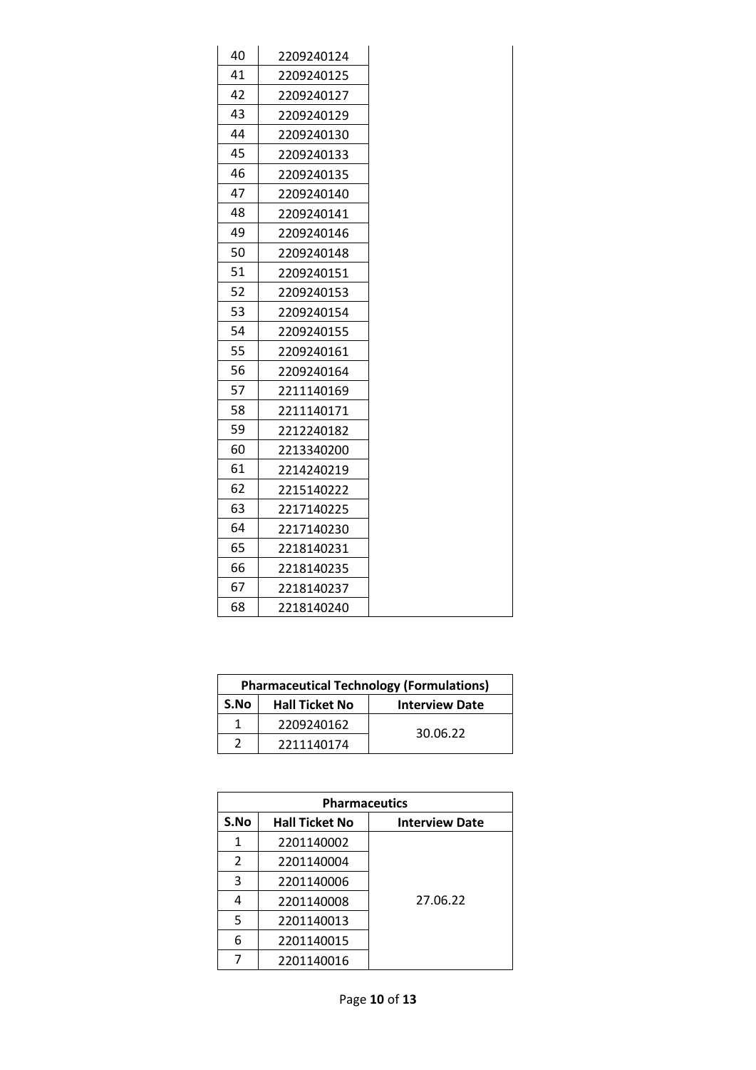| S.No | Hall Ticket No | Interview Date |
|---|---|---|
| 40 | 2209240124 | |
| 41 | 2209240125 | |
| 42 | 2209240127 | |
| 43 | 2209240129 | |
| 44 | 2209240130 | |
| 45 | 2209240133 | |
| 46 | 2209240135 | |
| 47 | 2209240140 | |
| 48 | 2209240141 | |
| 49 | 2209240146 | |
| 50 | 2209240148 | |
| 51 | 2209240151 | |
| 52 | 2209240153 | |
| 53 | 2209240154 | |
| 54 | 2209240155 | |
| 55 | 2209240161 | |
| 56 | 2209240164 | |
| 57 | 2211140169 | |
| 58 | 2211140171 | |
| 59 | 2212240182 | |
| 60 | 2213340200 | |
| 61 | 2214240219 | |
| 62 | 2215140222 | |
| 63 | 2217140225 | |
| 64 | 2217140230 | |
| 65 | 2218140231 | |
| 66 | 2218140235 | |
| 67 | 2218140237 | |
| 68 | 2218140240 | |

| Pharmaceutical Technology (Formulations) | | |
|---|---|---|
| **S.No** | **Hall Ticket No** | **Interview Date** |
| 1 | 2209240162 | 30.06.22 |
| 2 | 2211140174 | |

| Pharmaceutics | | |
|---|---|---|
| **S.No** | **Hall Ticket No** | **Interview Date** |
| 1 | 2201140002 | 27.06.22 |
| 2 | 2201140004 | |
| 3 | 2201140006 | |
| 4 | 2201140008 | |
| 5 | 2201140013 | |
| 6 | 2201140015 | |
| 7 | 2201140016 | |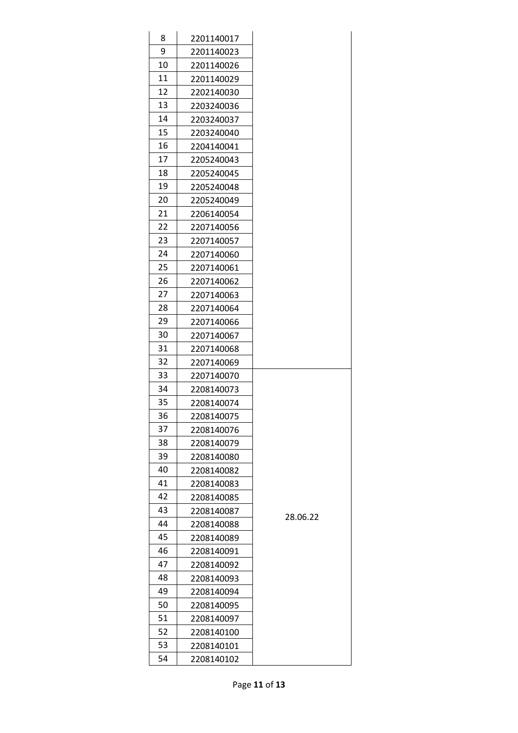| | | |
|---|---|---|
| 8 | 2201140017 | |
| 9 | 2201140023 | |
| 10 | 2201140026 | |
| 11 | 2201140029 | |
| 12 | 2202140030 | |
| 13 | 2203240036 | |
| 14 | 2203240037 | |
| 15 | 2203240040 | |
| 16 | 2204140041 | |
| 17 | 2205240043 | |
| 18 | 2205240045 | |
| 19 | 2205240048 | |
| 20 | 2205240049 | |
| 21 | 2206140054 | |
| 22 | 2207140056 | |
| 23 | 2207140057 | |
| 24 | 2207140060 | |
| 25 | 2207140061 | |
| 26 | 2207140062 | |
| 27 | 2207140063 | |
| 28 | 2207140064 | |
| 29 | 2207140066 | |
| 30 | 2207140067 | |
| 31 | 2207140068 | |
| 32 | 2207140069 | |
| 33 | 2207140070 | 28.06.22 |
| 34 | 2208140073 | |
| 35 | 2208140074 | |
| 36 | 2208140075 | |
| 37 | 2208140076 | |
| 38 | 2208140079 | |
| 39 | 2208140080 | |
| 40 | 2208140082 | |
| 41 | 2208140083 | |
| 42 | 2208140085 | |
| 43 | 2208140087 | |
| 44 | 2208140088 | |
| 45 | 2208140089 | |
| 46 | 2208140091 | |
| 47 | 2208140092 | |
| 48 | 2208140093 | |
| 49 | 2208140094 | |
| 50 | 2208140095 | |
| 51 | 2208140097 | |
| 52 | 2208140100 | |
| 53 | 2208140101 | |
| 54 | 2208140102 | |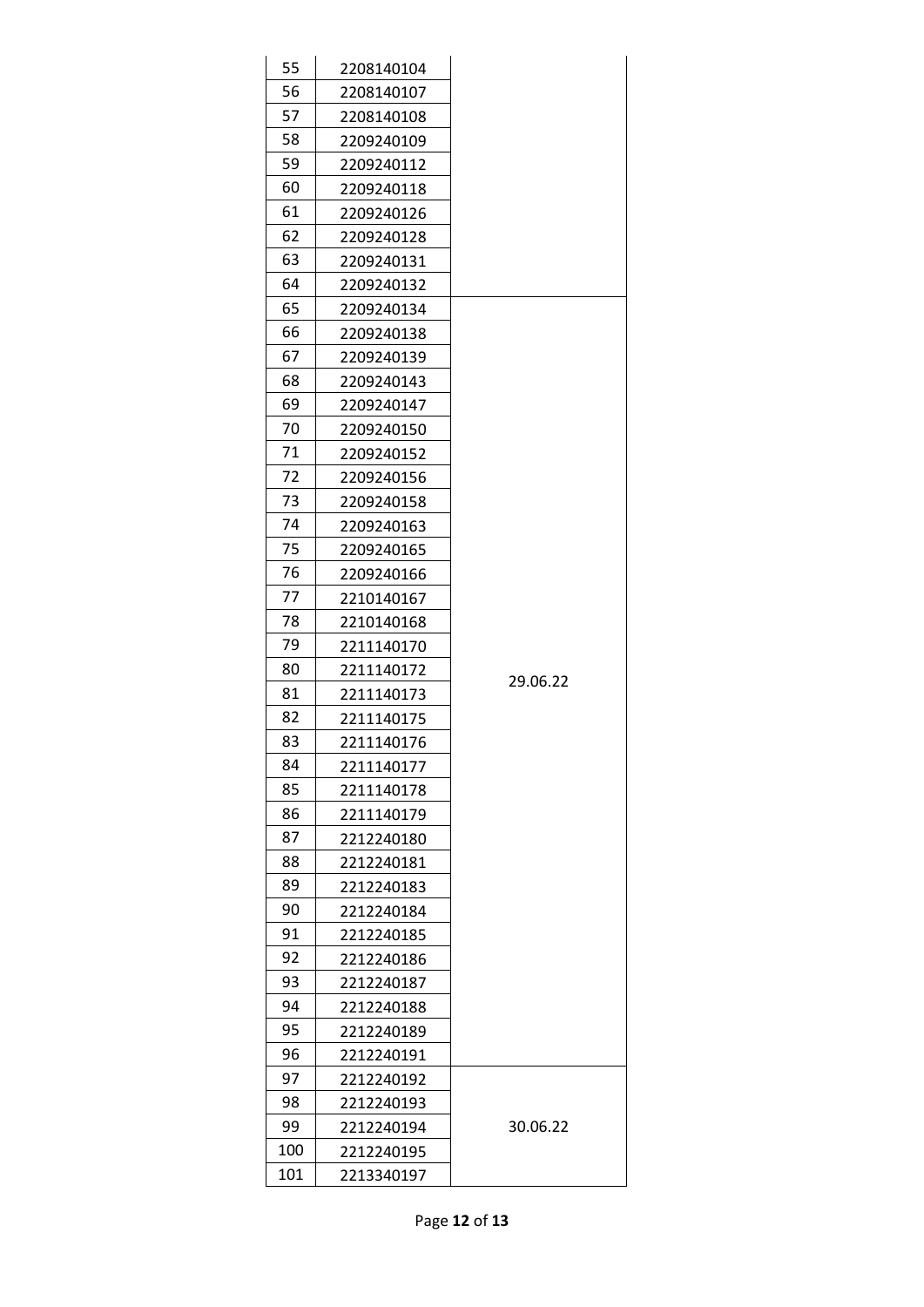| | | |
|---|---|---|
| 55 | 2208140104 | |
| 56 | 2208140107 | |
| 57 | 2208140108 | |
| 58 | 2209240109 | |
| 59 | 2209240112 | |
| 60 | 2209240118 | |
| 61 | 2209240126 | |
| 62 | 2209240128 | |
| 63 | 2209240131 | |
| 64 | 2209240132 | |
| 65 | 2209240134 | 29.06.22 |
| 66 | 2209240138 | |
| 67 | 2209240139 | |
| 68 | 2209240143 | |
| 69 | 2209240147 | |
| 70 | 2209240150 | |
| 71 | 2209240152 | |
| 72 | 2209240156 | |
| 73 | 2209240158 | |
| 74 | 2209240163 | |
| 75 | 2209240165 | |
| 76 | 2209240166 | |
| 77 | 2210140167 | |
| 78 | 2210140168 | |
| 79 | 2211140170 | |
| 80 | 2211140172 | |
| 81 | 2211140173 | |
| 82 | 2211140175 | |
| 83 | 2211140176 | |
| 84 | 2211140177 | |
| 85 | 2211140178 | |
| 86 | 2211140179 | |
| 87 | 2212240180 | |
| 88 | 2212240181 | |
| 89 | 2212240183 | |
| 90 | 2212240184 | |
| 91 | 2212240185 | |
| 92 | 2212240186 | |
| 93 | 2212240187 | |
| 94 | 2212240188 | |
| 95 | 2212240189 | |
| 96 | 2212240191 | |
| 97 | 2212240192 | 30.06.22 |
| 98 | 2212240193 | |
| 99 | 2212240194 | |
| 100 | 2212240195 | |
| 101 | 2213340197 | |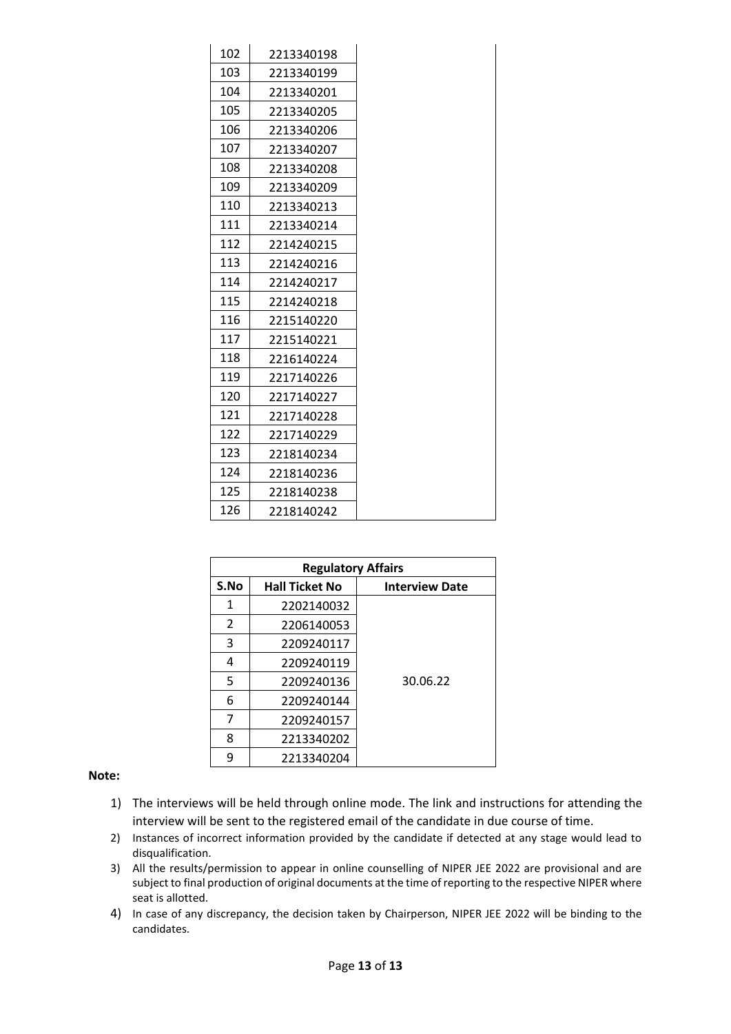| | | |
|---|---|---|
| 102 | 2213340198 | |
| 103 | 2213340199 | |
| 104 | 2213340201 | |
| 105 | 2213340205 | |
| 106 | 2213340206 | |
| 107 | 2213340207 | |
| 108 | 2213340208 | |
| 109 | 2213340209 | |
| 110 | 2213340213 | |
| 111 | 2213340214 | |
| 112 | 2214240215 | |
| 113 | 2214240216 | |
| 114 | 2214240217 | |
| 115 | 2214240218 | |
| 116 | 2215140220 | |
| 117 | 2215140221 | |
| 118 | 2216140224 | |
| 119 | 2217140226 | |
| 120 | 2217140227 | |
| 121 | 2217140228 | |
| 122 | 2217140229 | |
| 123 | 2218140234 | |
| 124 | 2218140236 | |
| 125 | 2218140238 | |
| 126 | 2218140242 | |

| Regulatory Affairs | | |
|---|---|---|
| **S.No** | **Hall Ticket No** | **Interview Date** |
| 1 | 2202140032 | 30.06.22 |
| 2 | 2206140053 | |
| 3 | 2209240117 | |
| 4 | 2209240119 | |
| 5 | 2209240136 | |
| 6 | 2209240144 | |
| 7 | 2209240157 | |
| 8 | 2213340202 | |
| 9 | 2213340204 | |

**Note:**

1) The interviews will be held through online mode. The link and instructions for attending the interview will be sent to the registered email of the candidate in due course of time.
2) Instances of incorrect information provided by the candidate if detected at any stage would lead to disqualification.
3) All the results/permission to appear in online counselling of NIPER JEE 2022 are provisional and are subject to final production of original documents at the time of reporting to the respective NIPER where seat is allotted.
4) In case of any discrepancy, the decision taken by Chairperson, NIPER JEE 2022 will be binding to the candidates.